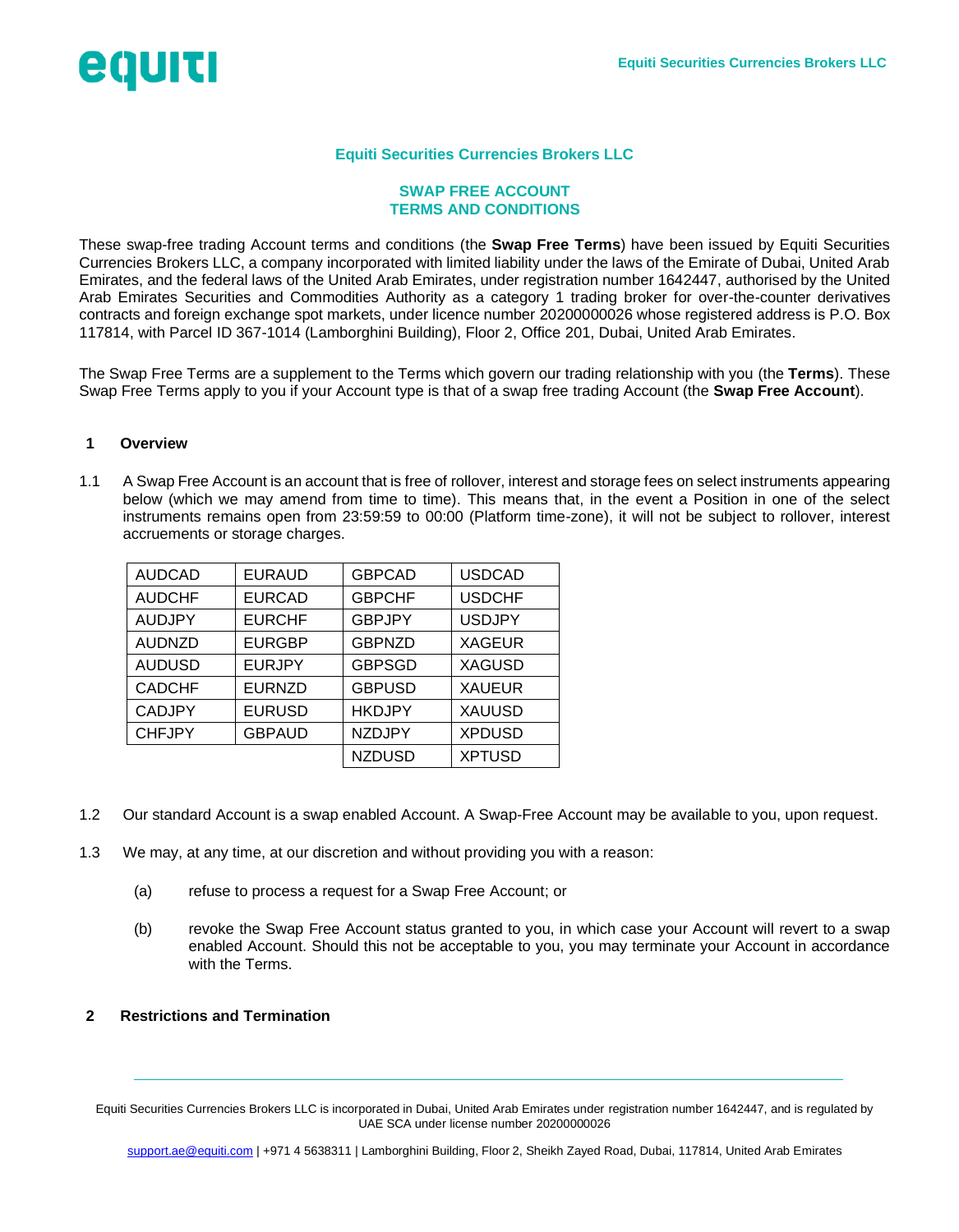# Equiti Securities Currencies Brokers LLC

## SWAP FREE ACCOUNT
## TERMS AND CONDITIONS

These swap-free trading Account terms and conditions (the **Swap Free Terms**) have been issued by Equiti Securities Currencies Brokers LLC, a company incorporated with limited liability under the laws of the Emirate of Dubai, United Arab Emirates, and the federal laws of the United Arab Emirates, under registration number 1642447, authorised by the United Arab Emirates Securities and Commodities Authority as a category 1 trading broker for over-the-counter derivatives contracts and foreign exchange spot markets, under licence number 20200000026 whose registered address is P.O. Box 117814, with Parcel ID 367-1014 (Lamborghini Building), Floor 2, Office 201, Dubai, United Arab Emirates.

The Swap Free Terms are a supplement to the Terms which govern our trading relationship with you (the **Terms**). These Swap Free Terms apply to you if your Account type is that of a swap free trading Account (the **Swap Free Account**).

### 1 Overview

1.1 A Swap Free Account is an account that is free of rollover, interest and storage fees on select instruments appearing below (which we may amend from time to time). This means that, in the event a Position in one of the select instruments remains open from 23:59:59 to 00:00 (Platform time-zone), it will not be subject to rollover, interest accruements or storage charges.

| | | | |
|---|---|---|---|
| AUDCAD | EURAUD | GBPCAD | USDCAD |
| AUDCHF | EURCAD | GBPCHF | USDCHF |
| AUDJPY | EURCHF | GBPJPY | USDJPY |
| AUDNZD | EURGBP | GBPNZD | XAGEUR |
| AUDUSD | EURJPY | GBPSGD | XAGUSD |
| CADCHF | EURNZD | GBPUSD | XAUEUR |
| CADJPY | EURUSD | HKDJPY | XAUUSD |
| CHFJPY | GBPAUD | NZDJPY | XPDUSD |
| | | NZDUSD | XPTUSD |

1.2 Our standard Account is a swap enabled Account. A Swap-Free Account may be available to you, upon request.

1.3 We may, at any time, at our discretion and without providing you with a reason:

(a) refuse to process a request for a Swap Free Account; or

(b) revoke the Swap Free Account status granted to you, in which case your Account will revert to a swap enabled Account. Should this not be acceptable to you, you may terminate your Account in accordance with the Terms.

### 2 Restrictions and Termination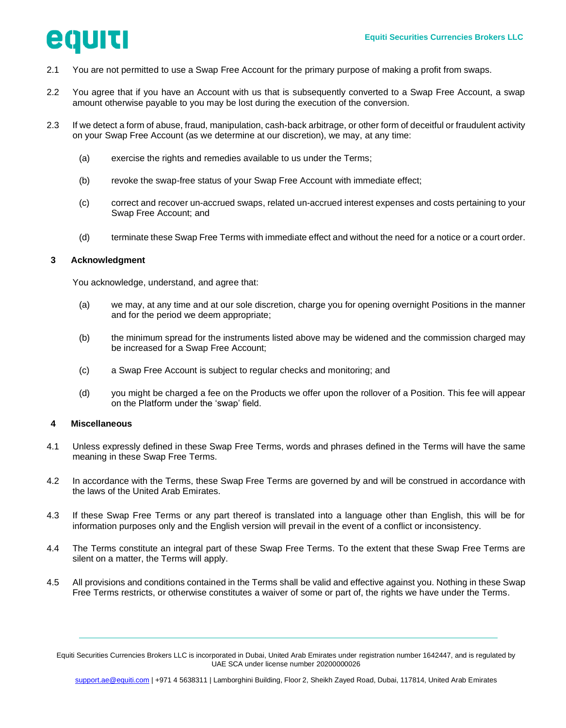2.1 You are not permitted to use a Swap Free Account for the primary purpose of making a profit from swaps.

2.2 You agree that if you have an Account with us that is subsequently converted to a Swap Free Account, a swap amount otherwise payable to you may be lost during the execution of the conversion.

2.3 If we detect a form of abuse, fraud, manipulation, cash-back arbitrage, or other form of deceitful or fraudulent activity on your Swap Free Account (as we determine at our discretion), we may, at any time:

(a) exercise the rights and remedies available to us under the Terms;

(b) revoke the swap-free status of your Swap Free Account with immediate effect;

(c) correct and recover un-accrued swaps, related un-accrued interest expenses and costs pertaining to your Swap Free Account; and

(d) terminate these Swap Free Terms with immediate effect and without the need for a notice or a court order.

## 3 Acknowledgment

You acknowledge, understand, and agree that:

(a) we may, at any time and at our sole discretion, charge you for opening overnight Positions in the manner and for the period we deem appropriate;

(b) the minimum spread for the instruments listed above may be widened and the commission charged may be increased for a Swap Free Account;

(c) a Swap Free Account is subject to regular checks and monitoring; and

(d) you might be charged a fee on the Products we offer upon the rollover of a Position. This fee will appear on the Platform under the 'swap' field.

## 4 Miscellaneous

4.1 Unless expressly defined in these Swap Free Terms, words and phrases defined in the Terms will have the same meaning in these Swap Free Terms.

4.2 In accordance with the Terms, these Swap Free Terms are governed by and will be construed in accordance with the laws of the United Arab Emirates.

4.3 If these Swap Free Terms or any part thereof is translated into a language other than English, this will be for information purposes only and the English version will prevail in the event of a conflict or inconsistency.

4.4 The Terms constitute an integral part of these Swap Free Terms. To the extent that these Swap Free Terms are silent on a matter, the Terms will apply.

4.5 All provisions and conditions contained in the Terms shall be valid and effective against you. Nothing in these Swap Free Terms restricts, or otherwise constitutes a waiver of some or part of, the rights we have under the Terms.